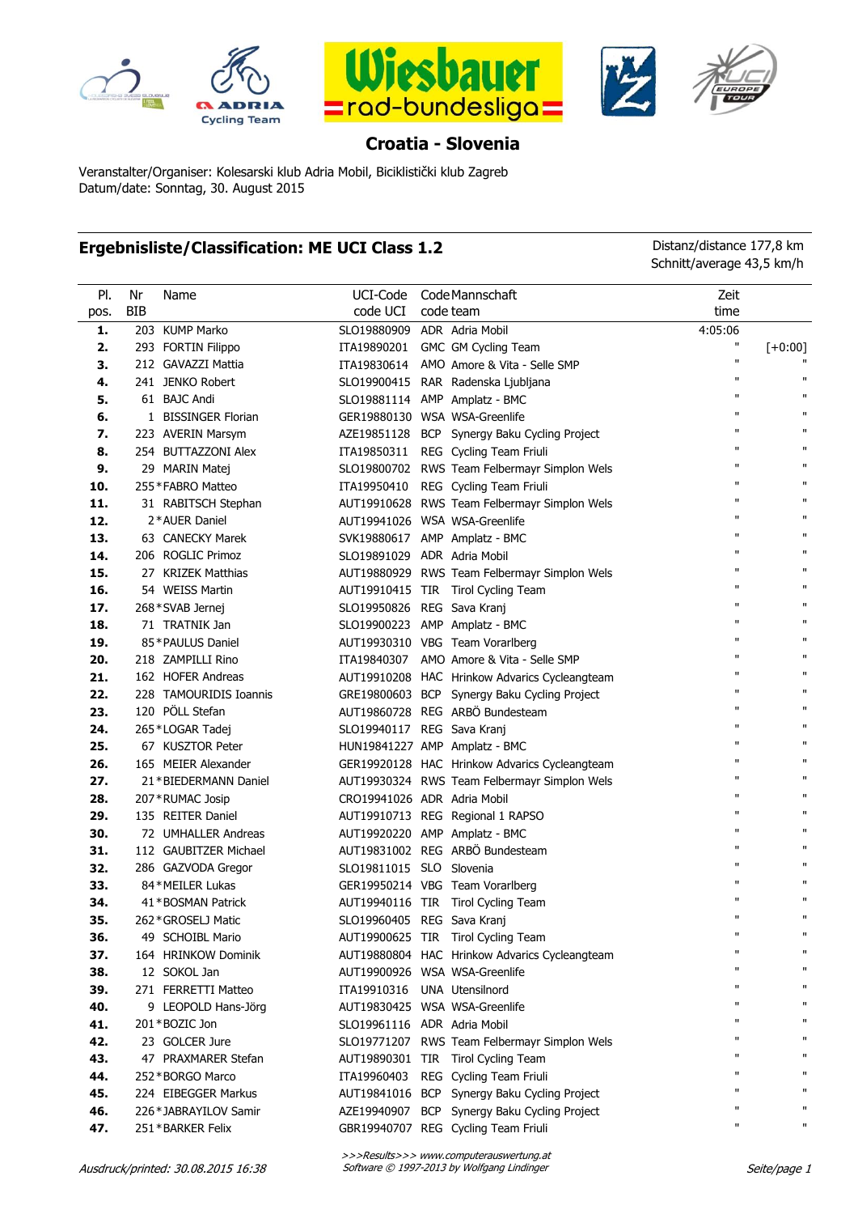Wiesbauer rad-bundesliga

## Croatia - Slovenia

Veranstalter/Organiser: Kolesarski klub Adria Mobil, Biciklistički klub Zagreb
Datum/date: Sonntag, 30. August 2015

### Ergebnisliste/Classification: ME UCI Class 1.2

Distanz/distance 177,8 km
Schnitt/average 43,5 km/h

| Pl. pos. | Nr BIB | Name | UCI-Code code UCI | Code code team | Mannschaft | Zeit time | |
|---|---|---|---|---|---|---|---|
| 1. | 203 | KUMP Marko | SLO19880909 | ADR | Adria Mobil | 4:05:06 | |
| 2. | 293 | FORTIN Filippo | ITA19890201 | GMC | GM Cycling Team | " | [+0:00] |
| 3. | 212 | GAVAZZI Mattia | ITA19830614 | AMO | Amore & Vita - Selle SMP | " | " |
| 4. | 241 | JENKO Robert | SLO19900415 | RAR | Radenska Ljubljana | " | " |
| 5. | 61 | BAJC Andi | SLO19881114 | AMP | Amplatz - BMC | " | " |
| 6. | 1 | BISSINGER Florian | GER19880130 | WSA | WSA-Greenlife | " | " |
| 7. | 223 | AVERIN Marsym | AZE19851128 | BCP | Synergy Baku Cycling Project | " | " |
| 8. | 254 | BUTTAZZONI Alex | ITA19850311 | REG | Cycling Team Friuli | " | " |
| 9. | 29 | MARIN Matej | SLO19800702 | RWS | Team Felbermayr Simplon Wels | " | " |
| 10. | 255 | *FABRO Matteo | ITA19950410 | REG | Cycling Team Friuli | " | " |
| 11. | 31 | RABITSCH Stephan | AUT19910628 | RWS | Team Felbermayr Simplon Wels | " | " |
| 12. | 2 | *AUER Daniel | AUT19941026 | WSA | WSA-Greenlife | " | " |
| 13. | 63 | CANECKY Marek | SVK19880617 | AMP | Amplatz - BMC | " | " |
| 14. | 206 | ROGLIC Primoz | SLO19891029 | ADR | Adria Mobil | " | " |
| 15. | 27 | KRIZEK Matthias | AUT19880929 | RWS | Team Felbermayr Simplon Wels | " | " |
| 16. | 54 | WEISS Martin | AUT19910415 | TIR | Tirol Cycling Team | " | " |
| 17. | 268 | *SVAB Jernej | SLO19950826 | REG | Sava Kranj | " | " |
| 18. | 71 | TRATNIK Jan | SLO19900223 | AMP | Amplatz - BMC | " | " |
| 19. | 85 | *PAULUS Daniel | AUT19930310 | VBG | Team Vorarlberg | " | " |
| 20. | 218 | ZAMPILLI Rino | ITA19840307 | AMO | Amore & Vita - Selle SMP | " | " |
| 21. | 162 | HOFER Andreas | AUT19910208 | HAC | Hrinkow Advarics Cycleangteam | " | " |
| 22. | 228 | TAMOURIDIS Ioannis | GRE19800603 | BCP | Synergy Baku Cycling Project | " | " |
| 23. | 120 | PÖLL Stefan | AUT19860728 | REG | ARBÖ Bundesteam | " | " |
| 24. | 265 | *LOGAR Tadej | SLO19940117 | REG | Sava Kranj | " | " |
| 25. | 67 | KUSZTOR Peter | HUN19841227 | AMP | Amplatz - BMC | " | " |
| 26. | 165 | MEIER Alexander | GER19920128 | HAC | Hrinkow Advarics Cycleangteam | " | " |
| 27. | 21 | *BIEDERMANN Daniel | AUT19930324 | RWS | Team Felbermayr Simplon Wels | " | " |
| 28. | 207 | *RUMAC Josip | CRO19941026 | ADR | Adria Mobil | " | " |
| 29. | 135 | REITER Daniel | AUT19910713 | REG | Regional 1 RAPSO | " | " |
| 30. | 72 | UMHALLER Andreas | AUT19920220 | AMP | Amplatz - BMC | " | " |
| 31. | 112 | GAUBITZER Michael | AUT19831002 | REG | ARBÖ Bundesteam | " | " |
| 32. | 286 | GAZVODA Gregor | SLO19811015 | SLO | Slovenia | " | " |
| 33. | 84 | *MEILER Lukas | GER19950214 | VBG | Team Vorarlberg | " | " |
| 34. | 41 | *BOSMAN Patrick | AUT19940116 | TIR | Tirol Cycling Team | " | " |
| 35. | 262 | *GROSELJ Matic | SLO19960405 | REG | Sava Kranj | " | " |
| 36. | 49 | SCHOIBL Mario | AUT19900625 | TIR | Tirol Cycling Team | " | " |
| 37. | 164 | HRINKOW Dominik | AUT19880804 | HAC | Hrinkow Advarics Cycleangteam | " | " |
| 38. | 12 | SOKOL Jan | AUT19900926 | WSA | WSA-Greenlife | " | " |
| 39. | 271 | FERRETTI Matteo | ITA19910316 | UNA | Utensilnord | " | " |
| 40. | 9 | LEOPOLD Hans-Jörg | AUT19830425 | WSA | WSA-Greenlife | " | " |
| 41. | 201 | *BOZIC Jon | SLO19961116 | ADR | Adria Mobil | " | " |
| 42. | 23 | GOLCER Jure | SLO19771207 | RWS | Team Felbermayr Simplon Wels | " | " |
| 43. | 47 | PRAXMARER Stefan | AUT19890301 | TIR | Tirol Cycling Team | " | " |
| 44. | 252 | *BORGO Marco | ITA19960403 | REG | Cycling Team Friuli | " | " |
| 45. | 224 | EIBEGGER Markus | AUT19841016 | BCP | Synergy Baku Cycling Project | " | " |
| 46. | 226 | *JABRAYILOV Samir | AZE19940907 | BCP | Synergy Baku Cycling Project | " | " |
| 47. | 251 | *BARKER Felix | GBR19940707 | REG | Cycling Team Friuli | " | " |

Ausdruck/printed: 30.08.2015 16:38

*>>>Results>>> www.computerauswertung.at*
*Software © 1997-2013 by Wolfgang Lindinger*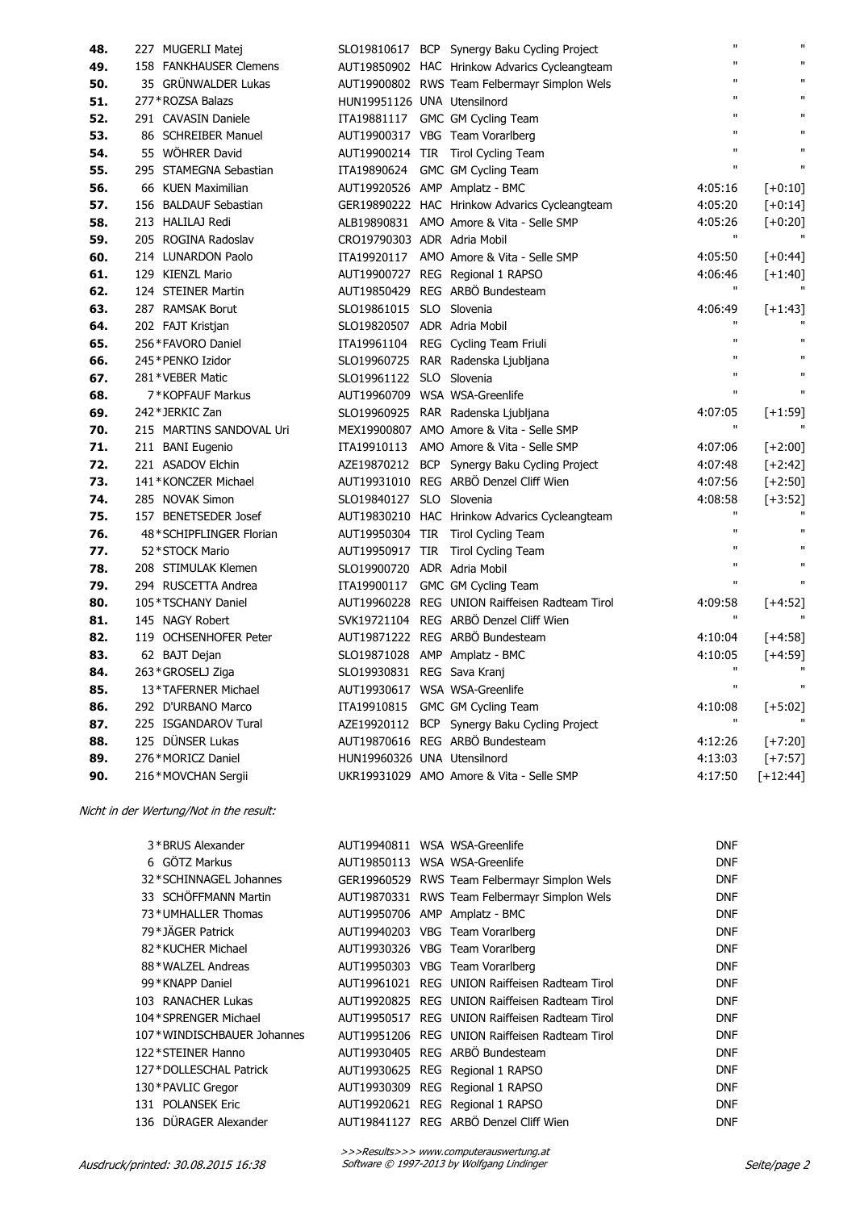| | | | | | |
|---|---|---|---|---|---|
| 48. | 227 MUGERLI Matej | SLO19810617 BCP | Synergy Baku Cycling Project | " | " |
| 49. | 158 FANKHAUSER Clemens | AUT19850902 HAC | Hrinkow Advarics Cycleangteam | " | " |
| 50. | 35 GRÜNWALDER Lukas | AUT19900802 RWS | Team Felbermayr Simplon Wels | " | " |
| 51. | 277*ROZSA Balazs | HUN19951126 UNA | Utensilnord | " | " |
| 52. | 291 CAVASIN Daniele | ITA19881117 GMC | GM Cycling Team | " | " |
| 53. | 86 SCHREIBER Manuel | AUT19900317 VBG | Team Vorarlberg | " | " |
| 54. | 55 WÖHRER David | AUT19900214 TIR | Tirol Cycling Team | " | " |
| 55. | 295 STAMEGNA Sebastian | ITA19890624 GMC | GM Cycling Team | " | " |
| 56. | 66 KUEN Maximilian | AUT19920526 AMP | Amplatz - BMC | 4:05:16 | [+0:10] |
| 57. | 156 BALDAUF Sebastian | GER19890222 HAC | Hrinkow Advarics Cycleangteam | 4:05:20 | [+0:14] |
| 58. | 213 HALILAJ Redi | ALB19890831 AMO | Amore & Vita - Selle SMP | 4:05:26 | [+0:20] |
| 59. | 205 ROGINA Radoslav | CRO19790303 ADR | Adria Mobil | " | " |
| 60. | 214 LUNARDON Paolo | ITA19920117 AMO | Amore & Vita - Selle SMP | 4:05:50 | [+0:44] |
| 61. | 129 KIENZL Mario | AUT19900727 REG | Regional 1 RAPSO | 4:06:46 | [+1:40] |
| 62. | 124 STEINER Martin | AUT19850429 REG | ARBÖ Bundesteam | " | " |
| 63. | 287 RAMSAK Borut | SLO19861015 SLO | Slovenia | 4:06:49 | [+1:43] |
| 64. | 202 FAJT Kristjan | SLO19820507 ADR | Adria Mobil | " | " |
| 65. | 256*FAVORO Daniel | ITA19961104 REG | Cycling Team Friuli | " | " |
| 66. | 245*PENKO Izidor | SLO19960725 RAR | Radenska Ljubljana | " | " |
| 67. | 281*VEBER Matic | SLO19961122 SLO | Slovenia | " | " |
| 68. | 7*KOPFAUF Markus | AUT19960709 WSA | WSA-Greenlife | " | " |
| 69. | 242*JERKIC Zan | SLO19960925 RAR | Radenska Ljubljana | 4:07:05 | [+1:59] |
| 70. | 215 MARTINS SANDOVAL Uri | MEX19900807 AMO | Amore & Vita - Selle SMP | " | " |
| 71. | 211 BANI Eugenio | ITA19910113 AMO | Amore & Vita - Selle SMP | 4:07:06 | [+2:00] |
| 72. | 221 ASADOV Elchin | AZE19870212 BCP | Synergy Baku Cycling Project | 4:07:48 | [+2:42] |
| 73. | 141*KONCZER Michael | AUT19931010 REG | ARBÖ Denzel Cliff Wien | 4:07:56 | [+2:50] |
| 74. | 285 NOVAK Simon | SLO19840127 SLO | Slovenia | 4:08:58 | [+3:52] |
| 75. | 157 BENETSEDER Josef | AUT19830210 HAC | Hrinkow Advarics Cycleangteam | " | " |
| 76. | 48*SCHIPFLINGER Florian | AUT19950304 TIR | Tirol Cycling Team | " | " |
| 77. | 52*STOCK Mario | AUT19950917 TIR | Tirol Cycling Team | " | " |
| 78. | 208 STIMULAK Klemen | SLO19900720 ADR | Adria Mobil | " | " |
| 79. | 294 RUSCETTA Andrea | ITA19900117 GMC | GM Cycling Team | " | " |
| 80. | 105*TSCHANY Daniel | AUT19960228 REG | UNION Raiffeisen Radteam Tirol | 4:09:58 | [+4:52] |
| 81. | 145 NAGY Robert | SVK19721104 REG | ARBÖ Denzel Cliff Wien | " | " |
| 82. | 119 OCHSENHOFER Peter | AUT19871222 REG | ARBÖ Bundesteam | 4:10:04 | [+4:58] |
| 83. | 62 BAJT Dejan | SLO19871028 AMP | Amplatz - BMC | 4:10:05 | [+4:59] |
| 84. | 263*GROSELJ Ziga | SLO19930831 REG | Sava Kranj | " | " |
| 85. | 13*TAFERNER Michael | AUT19930617 WSA | WSA-Greenlife | " | " |
| 86. | 292 D'URBANO Marco | ITA19910815 GMC | GM Cycling Team | 4:10:08 | [+5:02] |
| 87. | 225 ISGANDAROV Tural | AZE19920112 BCP | Synergy Baku Cycling Project | " | " |
| 88. | 125 DÜNSER Lukas | AUT19870616 REG | ARBÖ Bundesteam | 4:12:26 | [+7:20] |
| 89. | 276*MORICZ Daniel | HUN19960326 UNA | Utensilnord | 4:13:03 | [+7:57] |
| 90. | 216*MOVCHAN Sergii | UKR19931029 AMO | Amore & Vita - Selle SMP | 4:17:50 | [+12:44] |

*Nicht in der Wertung/Not in the result:*

| | | | |
|---|---|---|---|
| 3*BRUS Alexander | AUT19940811 WSA | WSA-Greenlife | DNF |
| 6 GÖTZ Markus | AUT19850113 WSA | WSA-Greenlife | DNF |
| 32*SCHINNAGEL Johannes | GER19960529 RWS | Team Felbermayr Simplon Wels | DNF |
| 33 SCHÖFFMANN Martin | AUT19870331 RWS | Team Felbermayr Simplon Wels | DNF |
| 73*UMHALLER Thomas | AUT19950706 AMP | Amplatz - BMC | DNF |
| 79*JÄGER Patrick | AUT19940203 VBG | Team Vorarlberg | DNF |
| 82*KUCHER Michael | AUT19930326 VBG | Team Vorarlberg | DNF |
| 88*WALZEL Andreas | AUT19950303 VBG | Team Vorarlberg | DNF |
| 99*KNAPP Daniel | AUT19961021 REG | UNION Raiffeisen Radteam Tirol | DNF |
| 103 RANACHER Lukas | AUT19920825 REG | UNION Raiffeisen Radteam Tirol | DNF |
| 104*SPRENGER Michael | AUT19950517 REG | UNION Raiffeisen Radteam Tirol | DNF |
| 107*WINDISCHBAUER Johannes | AUT19951206 REG | UNION Raiffeisen Radteam Tirol | DNF |
| 122*STEINER Hanno | AUT19930405 REG | ARBÖ Bundesteam | DNF |
| 127*DOLLESCHAL Patrick | AUT19930625 REG | Regional 1 RAPSO | DNF |
| 130*PAVLIC Gregor | AUT19930309 REG | Regional 1 RAPSO | DNF |
| 131 POLANSEK Eric | AUT19920621 REG | Regional 1 RAPSO | DNF |
| 136 DÜRAGER Alexander | AUT19841127 REG | ARBÖ Denzel Cliff Wien | DNF |

*Ausdruck/printed: 30.08.2015 16:38*

*>>>Results>>> www.computerauswertung.at*
*Software © 1997-2013 by Wolfgang Lindinger*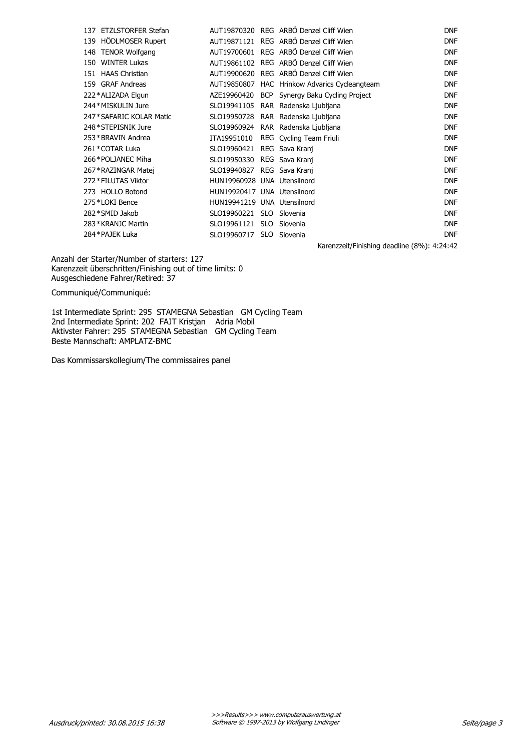| | | | | | |
|---|---|---|---|---|---|
| 137 | ETZLSTORFER Stefan | AUT19870320 | REG | ARBÖ Denzel Cliff Wien | DNF |
| 139 | HÖDLMOSER Rupert | AUT19871121 | REG | ARBÖ Denzel Cliff Wien | DNF |
| 148 | TENOR Wolfgang | AUT19700601 | REG | ARBÖ Denzel Cliff Wien | DNF |
| 150 | WINTER Lukas | AUT19861102 | REG | ARBÖ Denzel Cliff Wien | DNF |
| 151 | HAAS Christian | AUT19900620 | REG | ARBÖ Denzel Cliff Wien | DNF |
| 159 | GRAF Andreas | AUT19850807 | HAC | Hrinkow Advarics Cycleangteam | DNF |
| 222 | *ALIZADA Elgun | AZE19960420 | BCP | Synergy Baku Cycling Project | DNF |
| 244 | *MISKULIN Jure | SLO19941105 | RAR | Radenska Ljubljana | DNF |
| 247 | *SAFARIC KOLAR Matic | SLO19950728 | RAR | Radenska Ljubljana | DNF |
| 248 | *STEPISNIK Jure | SLO19960924 | RAR | Radenska Ljubljana | DNF |
| 253 | *BRAVIN Andrea | ITA19951010 | REG | Cycling Team Friuli | DNF |
| 261 | *COTAR Luka | SLO19960421 | REG | Sava Kranj | DNF |
| 266 | *POLJANEC Miha | SLO19950330 | REG | Sava Kranj | DNF |
| 267 | *RAZINGAR Matej | SLO19940827 | REG | Sava Kranj | DNF |
| 272 | *FILUTAS Viktor | HUN19960928 | UNA | Utensilnord | DNF |
| 273 | HOLLO Botond | HUN19920417 | UNA | Utensilnord | DNF |
| 275 | *LOKI Bence | HUN19941219 | UNA | Utensilnord | DNF |
| 282 | *SMID Jakob | SLO19960221 | SLO | Slovenia | DNF |
| 283 | *KRANJC Martin | SLO19961121 | SLO | Slovenia | DNF |
| 284 | *PAJEK Luka | SLO19960717 | SLO | Slovenia | DNF |

Karenzzeit/Finishing deadline (8%): 4:24:42

Anzahl der Starter/Number of starters: 127
Karenzzeit überschritten/Finishing out of time limits: 0
Ausgeschiedene Fahrer/Retired: 37

Communiqué/Communiqué:

1st Intermediate Sprint: 295 STAMEGNA Sebastian GM Cycling Team
2nd Intermediate Sprint: 202 FAJT Kristjan Adria Mobil
Aktivster Fahrer: 295 STAMEGNA Sebastian GM Cycling Team
Beste Mannschaft: AMPLATZ-BMC

Das Kommissarskollegium/The commissaires panel